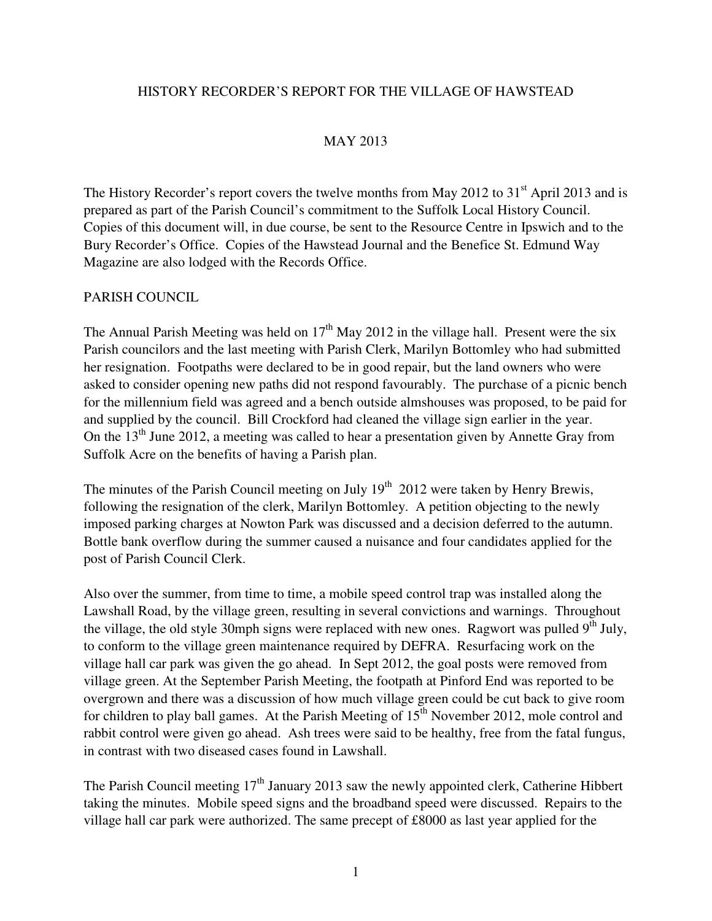# HISTORY RECORDER'S REPORT FOR THE VILLAGE OF HAWSTEAD

## MAY 2013

The History Recorder's report covers the twelve months from May 2012 to 31st April 2013 and is prepared as part of the Parish Council's commitment to the Suffolk Local History Council. Copies of this document will, in due course, be sent to the Resource Centre in Ipswich and to the Bury Recorder's Office. Copies of the Hawstead Journal and the Benefice St. Edmund Way Magazine are also lodged with the Records Office.

## PARISH COUNCIL

The Annual Parish Meeting was held on 17th May 2012 in the village hall. Present were the six Parish councilors and the last meeting with Parish Clerk, Marilyn Bottomley who had submitted her resignation. Footpaths were declared to be in good repair, but the land owners who were asked to consider opening new paths did not respond favourably. The purchase of a picnic bench for the millennium field was agreed and a bench outside almshouses was proposed, to be paid for and supplied by the council. Bill Crockford had cleaned the village sign earlier in the year. On the 13th June 2012, a meeting was called to hear a presentation given by Annette Gray from Suffolk Acre on the benefits of having a Parish plan.

The minutes of the Parish Council meeting on July 19th 2012 were taken by Henry Brewis, following the resignation of the clerk, Marilyn Bottomley. A petition objecting to the newly imposed parking charges at Nowton Park was discussed and a decision deferred to the autumn. Bottle bank overflow during the summer caused a nuisance and four candidates applied for the post of Parish Council Clerk.

Also over the summer, from time to time, a mobile speed control trap was installed along the Lawshall Road, by the village green, resulting in several convictions and warnings. Throughout the village, the old style 30mph signs were replaced with new ones. Ragwort was pulled 9th July, to conform to the village green maintenance required by DEFRA. Resurfacing work on the village hall car park was given the go ahead. In Sept 2012, the goal posts were removed from village green. At the September Parish Meeting, the footpath at Pinford End was reported to be overgrown and there was a discussion of how much village green could be cut back to give room for children to play ball games. At the Parish Meeting of 15th November 2012, mole control and rabbit control were given go ahead. Ash trees were said to be healthy, free from the fatal fungus, in contrast with two diseased cases found in Lawshall.

The Parish Council meeting 17th January 2013 saw the newly appointed clerk, Catherine Hibbert taking the minutes. Mobile speed signs and the broadband speed were discussed. Repairs to the village hall car park were authorized. The same precept of £8000 as last year applied for the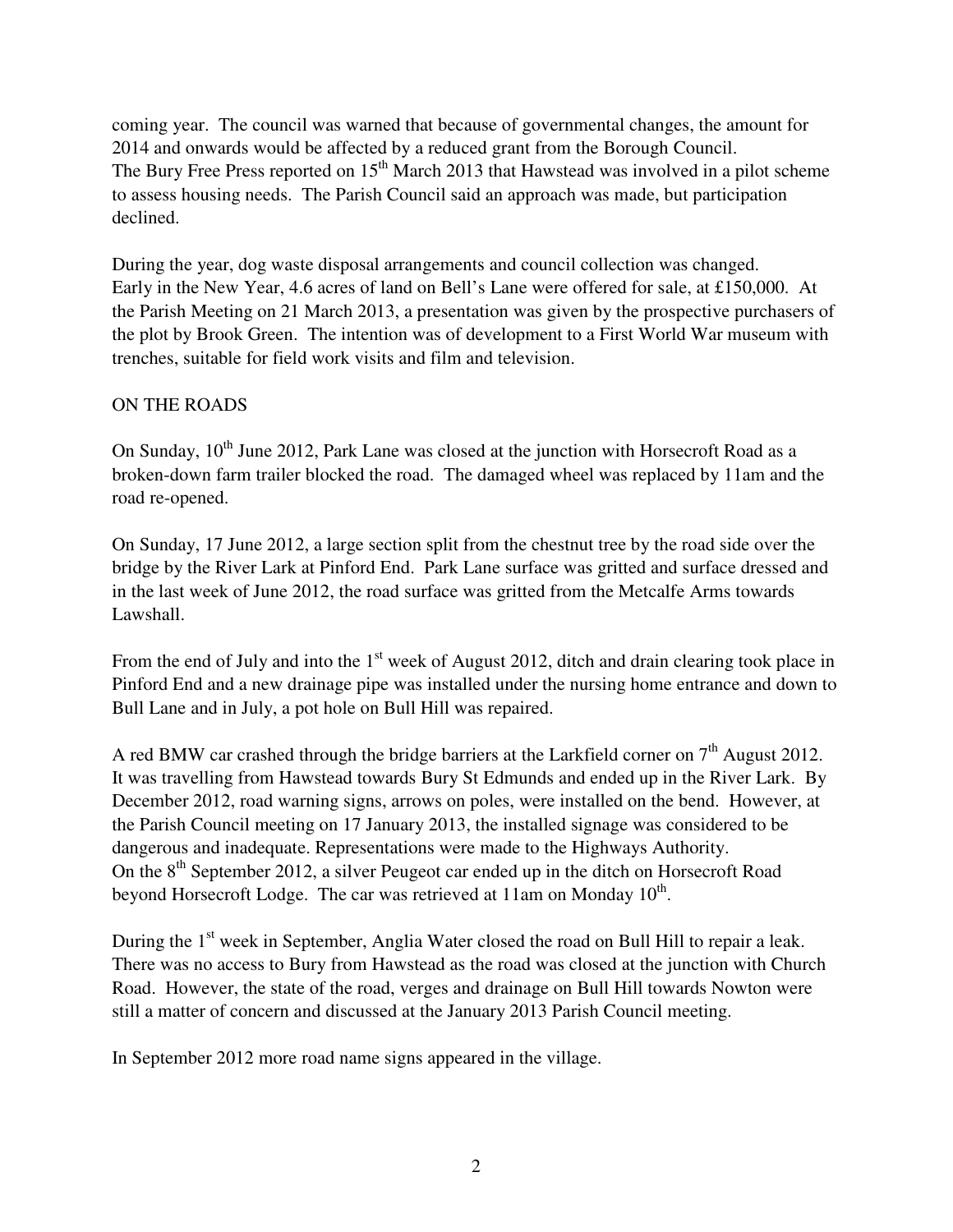coming year. The council was warned that because of governmental changes, the amount for 2014 and onwards would be affected by a reduced grant from the Borough Council.
The Bury Free Press reported on 15th March 2013 that Hawstead was involved in a pilot scheme to assess housing needs. The Parish Council said an approach was made, but participation declined.

During the year, dog waste disposal arrangements and council collection was changed.
Early in the New Year, 4.6 acres of land on Bell's Lane were offered for sale, at £150,000. At the Parish Meeting on 21 March 2013, a presentation was given by the prospective purchasers of the plot by Brook Green. The intention was of development to a First World War museum with trenches, suitable for field work visits and film and television.

ON THE ROADS

On Sunday, 10th June 2012, Park Lane was closed at the junction with Horsecroft Road as a broken-down farm trailer blocked the road. The damaged wheel was replaced by 11am and the road re-opened.

On Sunday, 17 June 2012, a large section split from the chestnut tree by the road side over the bridge by the River Lark at Pinford End. Park Lane surface was gritted and surface dressed and in the last week of June 2012, the road surface was gritted from the Metcalfe Arms towards Lawshall.

From the end of July and into the 1st week of August 2012, ditch and drain clearing took place in Pinford End and a new drainage pipe was installed under the nursing home entrance and down to Bull Lane and in July, a pot hole on Bull Hill was repaired.

A red BMW car crashed through the bridge barriers at the Larkfield corner on 7th August 2012. It was travelling from Hawstead towards Bury St Edmunds and ended up in the River Lark. By December 2012, road warning signs, arrows on poles, were installed on the bend. However, at the Parish Council meeting on 17 January 2013, the installed signage was considered to be dangerous and inadequate. Representations were made to the Highways Authority.
On the 8th September 2012, a silver Peugeot car ended up in the ditch on Horsecroft Road beyond Horsecroft Lodge. The car was retrieved at 11am on Monday 10th.

During the 1st week in September, Anglia Water closed the road on Bull Hill to repair a leak. There was no access to Bury from Hawstead as the road was closed at the junction with Church Road. However, the state of the road, verges and drainage on Bull Hill towards Nowton were still a matter of concern and discussed at the January 2013 Parish Council meeting.

In September 2012 more road name signs appeared in the village.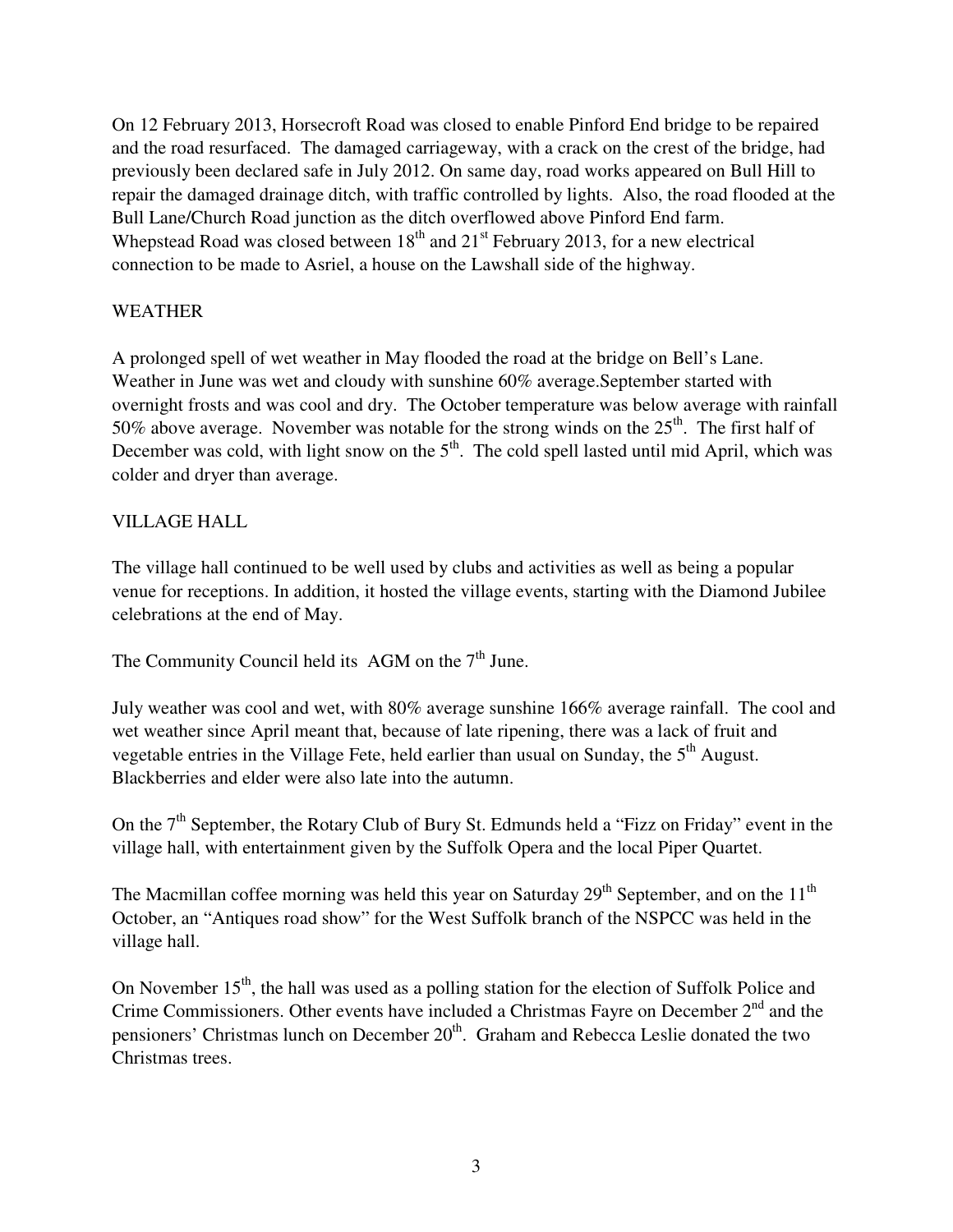On 12 February 2013, Horsecroft Road was closed to enable Pinford End bridge to be repaired and the road resurfaced. The damaged carriageway, with a crack on the crest of the bridge, had previously been declared safe in July 2012. On same day, road works appeared on Bull Hill to repair the damaged drainage ditch, with traffic controlled by lights. Also, the road flooded at the Bull Lane/Church Road junction as the ditch overflowed above Pinford End farm. Whepstead Road was closed between 18th and 21st February 2013, for a new electrical connection to be made to Asriel, a house on the Lawshall side of the highway.

## WEATHER

A prolonged spell of wet weather in May flooded the road at the bridge on Bell's Lane. Weather in June was wet and cloudy with sunshine 60% average.September started with overnight frosts and was cool and dry. The October temperature was below average with rainfall 50% above average. November was notable for the strong winds on the 25th. The first half of December was cold, with light snow on the 5th. The cold spell lasted until mid April, which was colder and dryer than average.

## VILLAGE HALL

The village hall continued to be well used by clubs and activities as well as being a popular venue for receptions. In addition, it hosted the village events, starting with the Diamond Jubilee celebrations at the end of May.

The Community Council held its AGM on the 7th June.

July weather was cool and wet, with 80% average sunshine 166% average rainfall. The cool and wet weather since April meant that, because of late ripening, there was a lack of fruit and vegetable entries in the Village Fete, held earlier than usual on Sunday, the 5th August. Blackberries and elder were also late into the autumn.

On the 7th September, the Rotary Club of Bury St. Edmunds held a "Fizz on Friday" event in the village hall, with entertainment given by the Suffolk Opera and the local Piper Quartet.

The Macmillan coffee morning was held this year on Saturday 29th September, and on the 11th October, an "Antiques road show" for the West Suffolk branch of the NSPCC was held in the village hall.

On November 15th, the hall was used as a polling station for the election of Suffolk Police and Crime Commissioners. Other events have included a Christmas Fayre on December 2nd and the pensioners' Christmas lunch on December 20th. Graham and Rebecca Leslie donated the two Christmas trees.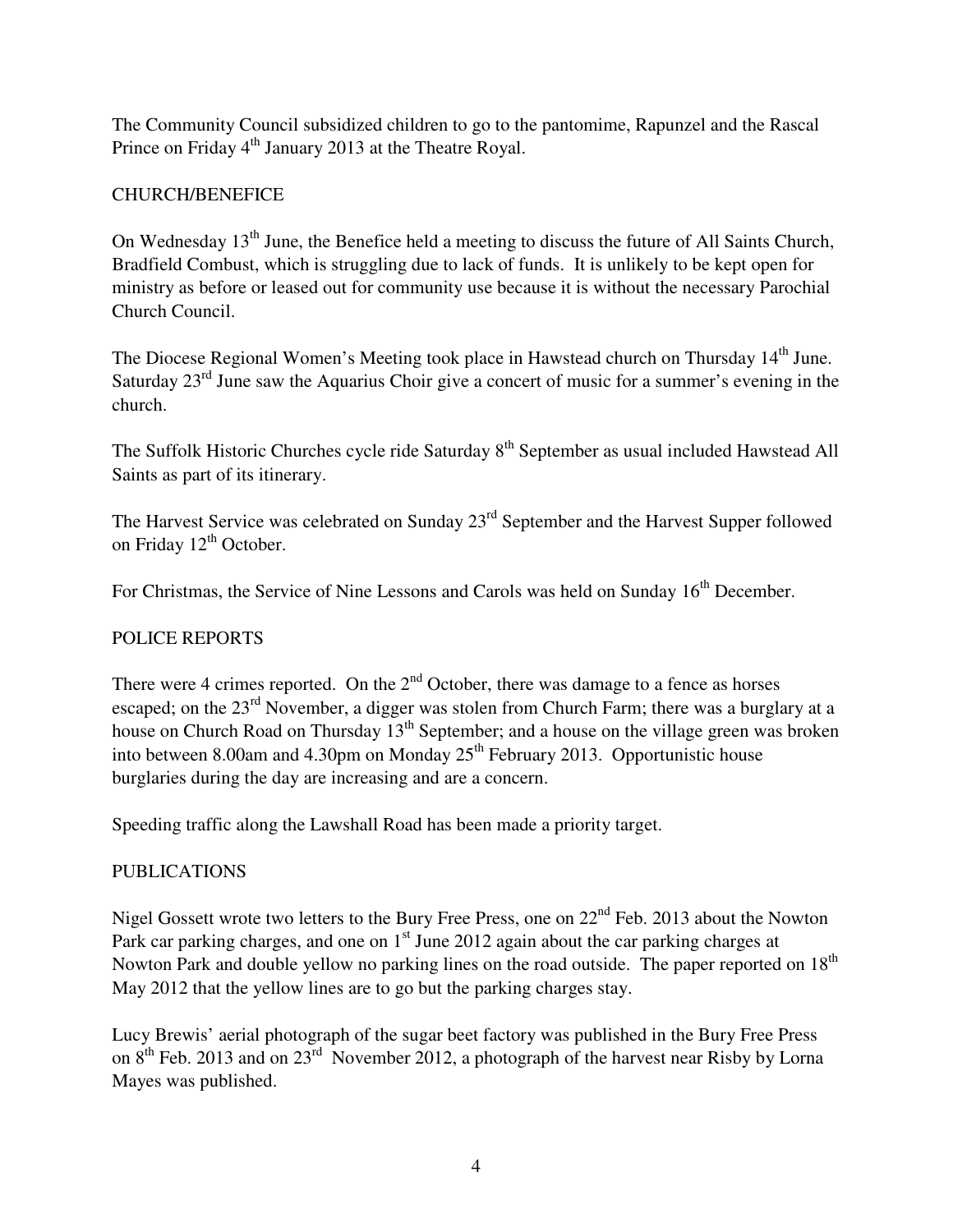The Community Council subsidized children to go to the pantomime, Rapunzel and the Rascal Prince on Friday 4th January 2013 at the Theatre Royal.

## CHURCH/BENEFICE

On Wednesday 13th June, the Benefice held a meeting to discuss the future of All Saints Church, Bradfield Combust, which is struggling due to lack of funds. It is unlikely to be kept open for ministry as before or leased out for community use because it is without the necessary Parochial Church Council.

The Diocese Regional Women's Meeting took place in Hawstead church on Thursday 14th June. Saturday 23rd June saw the Aquarius Choir give a concert of music for a summer's evening in the church.

The Suffolk Historic Churches cycle ride Saturday 8th September as usual included Hawstead All Saints as part of its itinerary.

The Harvest Service was celebrated on Sunday 23rd September and the Harvest Supper followed on Friday 12th October.

For Christmas, the Service of Nine Lessons and Carols was held on Sunday 16th December.

## POLICE REPORTS

There were 4 crimes reported. On the 2nd October, there was damage to a fence as horses escaped; on the 23rd November, a digger was stolen from Church Farm; there was a burglary at a house on Church Road on Thursday 13th September; and a house on the village green was broken into between 8.00am and 4.30pm on Monday 25th February 2013. Opportunistic house burglaries during the day are increasing and are a concern.

Speeding traffic along the Lawshall Road has been made a priority target.

## PUBLICATIONS

Nigel Gossett wrote two letters to the Bury Free Press, one on 22nd Feb. 2013 about the Nowton Park car parking charges, and one on 1st June 2012 again about the car parking charges at Nowton Park and double yellow no parking lines on the road outside. The paper reported on 18th May 2012 that the yellow lines are to go but the parking charges stay.

Lucy Brewis' aerial photograph of the sugar beet factory was published in the Bury Free Press on 8th Feb. 2013 and on 23rd November 2012, a photograph of the harvest near Risby by Lorna Mayes was published.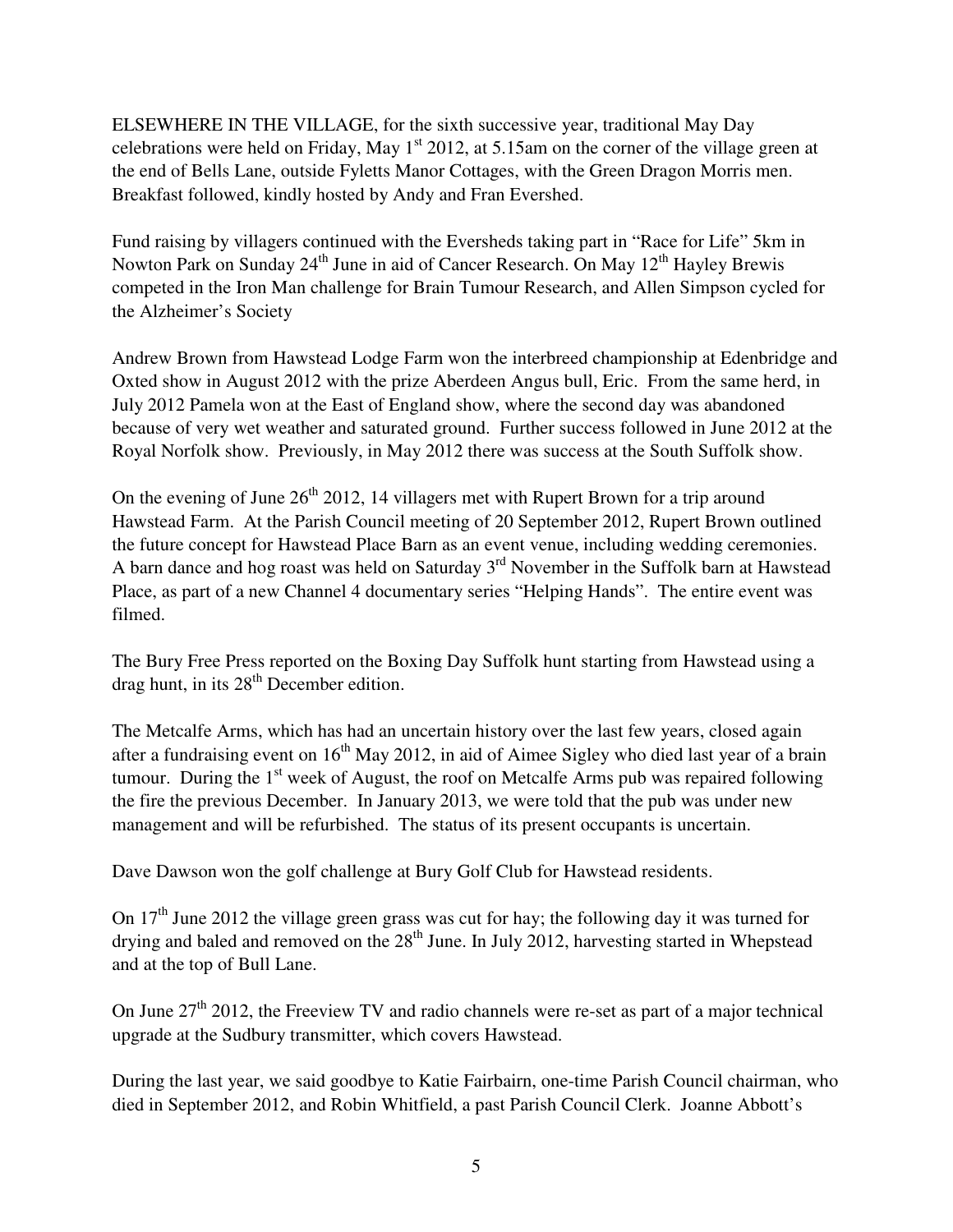ELSEWHERE IN THE VILLAGE, for the sixth successive year, traditional May Day celebrations were held on Friday, May 1st 2012, at 5.15am on the corner of the village green at the end of Bells Lane, outside Fyletts Manor Cottages, with the Green Dragon Morris men. Breakfast followed, kindly hosted by Andy and Fran Evershed.

Fund raising by villagers continued with the Eversheds taking part in "Race for Life" 5km in Nowton Park on Sunday 24th June in aid of Cancer Research. On May 12th Hayley Brewis competed in the Iron Man challenge for Brain Tumour Research, and Allen Simpson cycled for the Alzheimer's Society

Andrew Brown from Hawstead Lodge Farm won the interbreed championship at Edenbridge and Oxted show in August 2012 with the prize Aberdeen Angus bull, Eric. From the same herd, in July 2012 Pamela won at the East of England show, where the second day was abandoned because of very wet weather and saturated ground. Further success followed in June 2012 at the Royal Norfolk show. Previously, in May 2012 there was success at the South Suffolk show.

On the evening of June 26th 2012, 14 villagers met with Rupert Brown for a trip around Hawstead Farm. At the Parish Council meeting of 20 September 2012, Rupert Brown outlined the future concept for Hawstead Place Barn as an event venue, including wedding ceremonies. A barn dance and hog roast was held on Saturday 3rd November in the Suffolk barn at Hawstead Place, as part of a new Channel 4 documentary series "Helping Hands". The entire event was filmed.

The Bury Free Press reported on the Boxing Day Suffolk hunt starting from Hawstead using a drag hunt, in its 28th December edition.

The Metcalfe Arms, which has had an uncertain history over the last few years, closed again after a fundraising event on 16th May 2012, in aid of Aimee Sigley who died last year of a brain tumour. During the 1st week of August, the roof on Metcalfe Arms pub was repaired following the fire the previous December. In January 2013, we were told that the pub was under new management and will be refurbished. The status of its present occupants is uncertain.

Dave Dawson won the golf challenge at Bury Golf Club for Hawstead residents.

On 17th June 2012 the village green grass was cut for hay; the following day it was turned for drying and baled and removed on the 28th June. In July 2012, harvesting started in Whepstead and at the top of Bull Lane.

On June 27th 2012, the Freeview TV and radio channels were re-set as part of a major technical upgrade at the Sudbury transmitter, which covers Hawstead.

During the last year, we said goodbye to Katie Fairbairn, one-time Parish Council chairman, who died in September 2012, and Robin Whitfield, a past Parish Council Clerk. Joanne Abbott's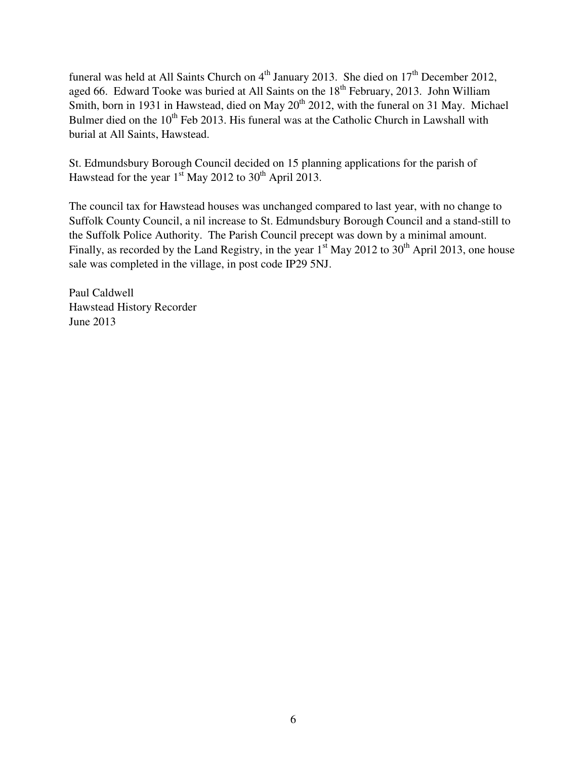funeral was held at All Saints Church on 4th January 2013. She died on 17th December 2012, aged 66. Edward Tooke was buried at All Saints on the 18th February, 2013. John William Smith, born in 1931 in Hawstead, died on May 20th 2012, with the funeral on 31 May. Michael Bulmer died on the 10th Feb 2013. His funeral was at the Catholic Church in Lawshall with burial at All Saints, Hawstead.

St. Edmundsbury Borough Council decided on 15 planning applications for the parish of Hawstead for the year 1st May 2012 to 30th April 2013.

The council tax for Hawstead houses was unchanged compared to last year, with no change to Suffolk County Council, a nil increase to St. Edmundsbury Borough Council and a stand-still to the Suffolk Police Authority. The Parish Council precept was down by a minimal amount. Finally, as recorded by the Land Registry, in the year 1st May 2012 to 30th April 2013, one house sale was completed in the village, in post code IP29 5NJ.

Paul Caldwell  
Hawstead History Recorder  
June 2013